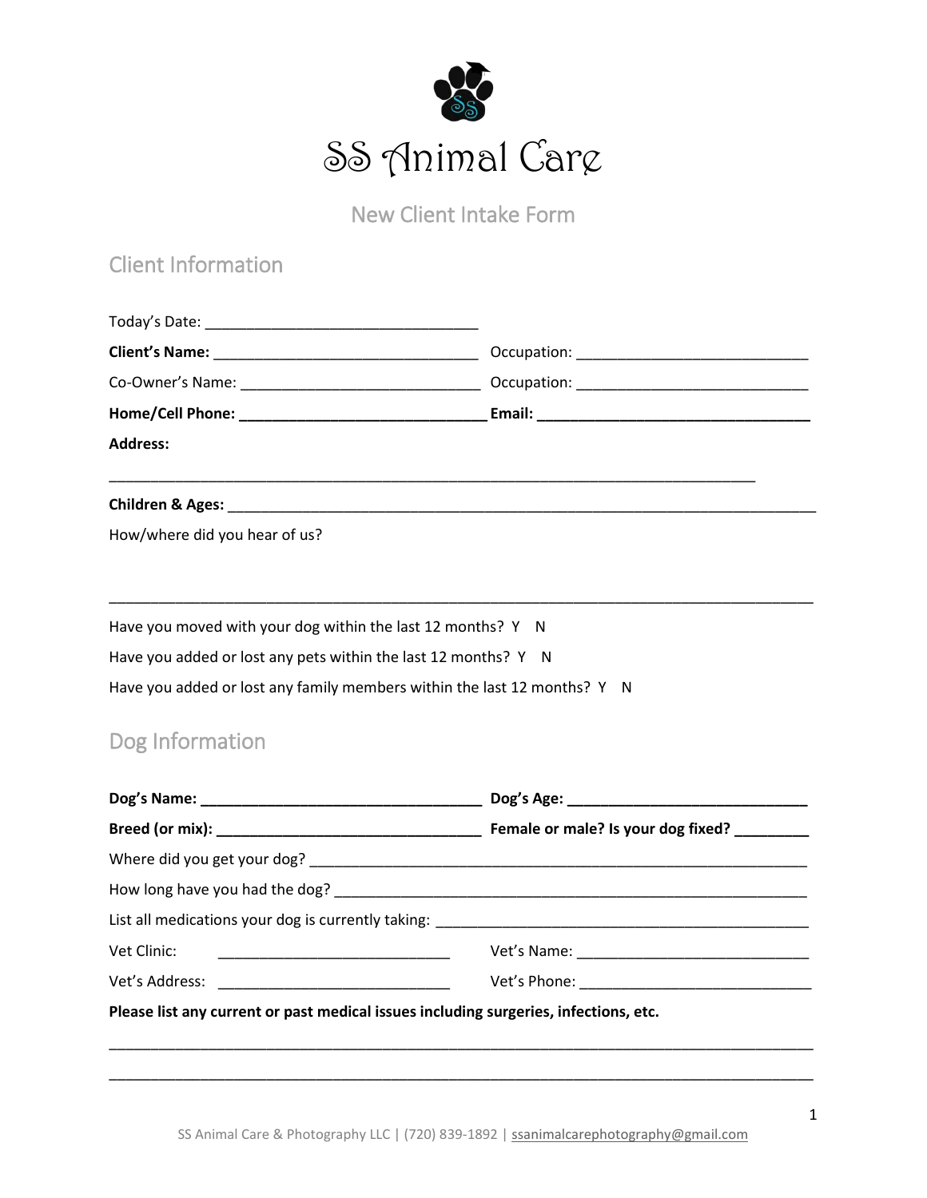# SS Animal Care

## New Client Intake Form

## Client Information

Today's Date: ________________________________

**Client's Name:** ________________________________ Occupation: ____________________________

Co-Owner's Name: _____________________________ Occupation: ____________________________

**Home/Cell Phone: ______________________________ Email: _________________________________**

**Address:**

_____________________________________________________________________________

**Children & Ages:** ______________________________________________________________________

How/where did you hear of us?

_____________________________________________________________________________

Have you moved with your dog within the last 12 months? Y N

Have you added or lost any pets within the last 12 months? Y N

Have you added or lost any family members within the last 12 months? Y N

## Dog Information

**Dog's Name: __________________________________ Dog's Age: _____________________________**

**Breed (or mix): _______________________________ Female or male? Is your dog fixed? ________**

Where did you get your dog? ______________________________________________________________

How long have you had the dog? ___________________________________________________________

List all medications your dog is currently taking: ____________________________________________

Vet Clinic: ____________________________ Vet's Name: ____________________________

Vet's Address: ____________________________ Vet's Phone: ____________________________

**Please list any current or past medical issues including surgeries, infections, etc.**

_____________________________________________________________________________

_____________________________________________________________________________

SS Animal Care & Photography LLC | (720) 839-1892 | ssanimalcarephotography@gmail.com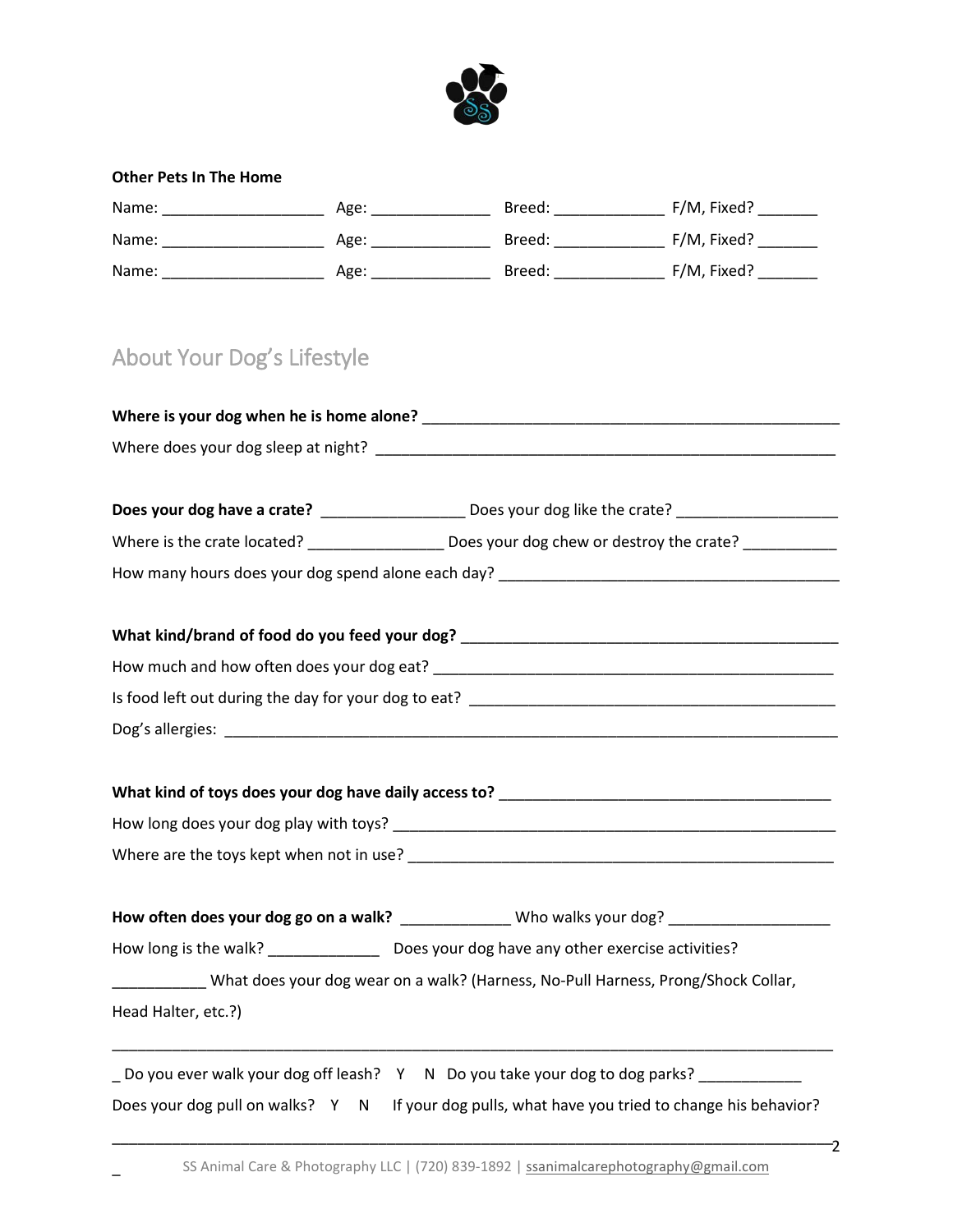**Other Pets In The Home**

Name: ___________________ Age: ______________ Breed: _____________ F/M, Fixed? _______

Name: ___________________ Age: ______________ Breed: _____________ F/M, Fixed? _______

Name: ___________________ Age: ______________ Breed: _____________ F/M, Fixed? _______

## About Your Dog's Lifestyle

**Where is your dog when he is home alone?** _______________________________________________

Where does your dog sleep at night? _____________________________________________________

**Does your dog have a crate?** ________________ Does your dog like the crate? __________________

Where is the crate located? _______________ Does your dog chew or destroy the crate? ___________

How many hours does your dog spend alone each day? ________________________________________

**What kind/brand of food do you feed your dog?** _______________________________________________

How much and how often does your dog eat? _____________________________________________

Is food left out during the day for your dog to eat? ____________________________________________

Dog's allergies: _______________________________________________________________________

**What kind of toys does your dog have daily access to?** ________________________________________

How long does your dog play with toys? _________________________________________________

Where are the toys kept when not in use? _______________________________________________

**How often does your dog go on a walk?** ____________ Who walks your dog? __________________

How long is the walk? _____________ Does your dog have any other exercise activities?

___________ What does your dog wear on a walk? (Harness, No-Pull Harness, Prong/Shock Collar, Head Halter, etc.?)

_____________________________________________________________________________________

_ Do you ever walk your dog off leash? Y N Do you take your dog to dog parks? ____________

Does your dog pull on walks? Y N If your dog pulls, what have you tried to change his behavior?

_____________________________________________________________________________________

_

SS Animal Care & Photography LLC | (720) 839-1892 | ssanimalcarephotography@gmail.com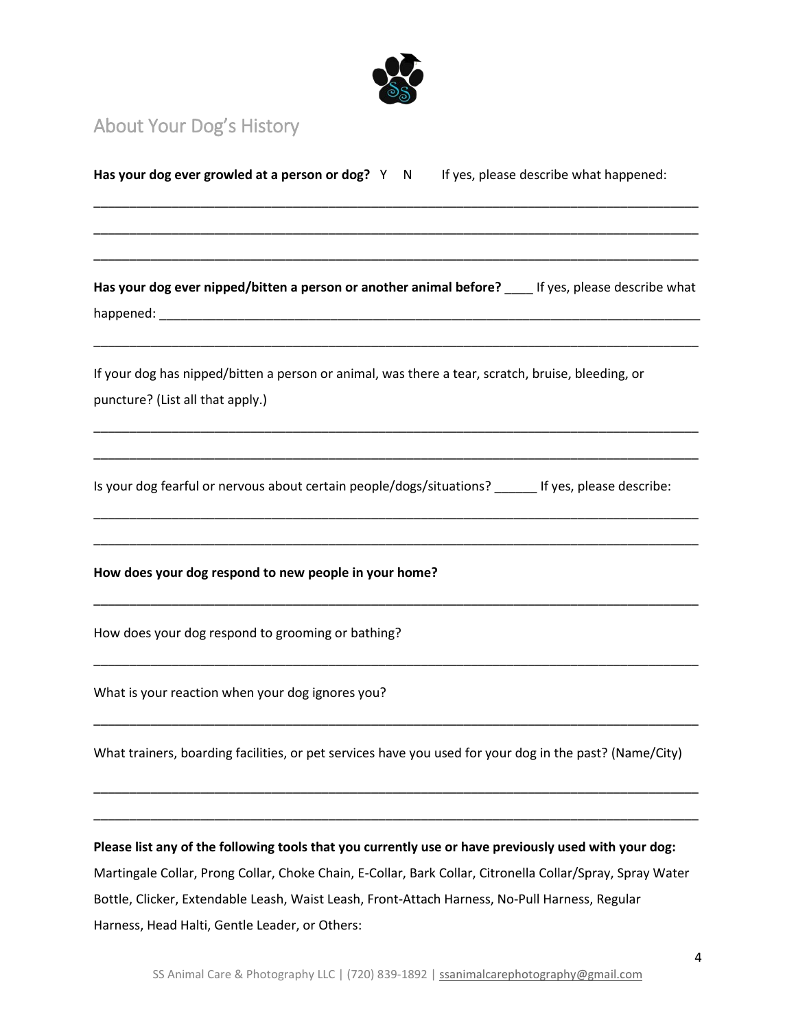## About Your Dog's History

**Has your dog ever growled at a person or dog?** Y N If yes, please describe what happened:

\_\_\_\_\_\_\_\_\_\_\_\_\_\_\_\_\_\_\_\_\_\_\_\_\_\_\_\_\_\_\_\_\_\_\_\_\_\_\_\_\_\_\_\_\_\_\_\_\_\_\_\_\_\_\_\_\_\_\_\_\_\_\_\_\_\_\_\_\_\_\_\_\_\_\_\_\_\_

\_\_\_\_\_\_\_\_\_\_\_\_\_\_\_\_\_\_\_\_\_\_\_\_\_\_\_\_\_\_\_\_\_\_\_\_\_\_\_\_\_\_\_\_\_\_\_\_\_\_\_\_\_\_\_\_\_\_\_\_\_\_\_\_\_\_\_\_\_\_\_\_\_\_\_\_\_\_

\_\_\_\_\_\_\_\_\_\_\_\_\_\_\_\_\_\_\_\_\_\_\_\_\_\_\_\_\_\_\_\_\_\_\_\_\_\_\_\_\_\_\_\_\_\_\_\_\_\_\_\_\_\_\_\_\_\_\_\_\_\_\_\_\_\_\_\_\_\_\_\_\_\_\_\_\_\_

**Has your dog ever nipped/bitten a person or another animal before?** \_\_\_\_ If yes, please describe what happened: \_\_\_\_\_\_\_\_\_\_\_\_\_\_\_\_\_\_\_\_\_\_\_\_\_\_\_\_\_\_\_\_\_\_\_\_\_\_\_\_\_\_\_\_\_\_\_\_\_\_\_\_\_\_\_\_\_\_\_\_\_\_\_\_

\_\_\_\_\_\_\_\_\_\_\_\_\_\_\_\_\_\_\_\_\_\_\_\_\_\_\_\_\_\_\_\_\_\_\_\_\_\_\_\_\_\_\_\_\_\_\_\_\_\_\_\_\_\_\_\_\_\_\_\_\_\_\_\_\_\_\_\_\_\_\_\_\_\_\_\_\_\_

If your dog has nipped/bitten a person or animal, was there a tear, scratch, bruise, bleeding, or puncture? (List all that apply.)

\_\_\_\_\_\_\_\_\_\_\_\_\_\_\_\_\_\_\_\_\_\_\_\_\_\_\_\_\_\_\_\_\_\_\_\_\_\_\_\_\_\_\_\_\_\_\_\_\_\_\_\_\_\_\_\_\_\_\_\_\_\_\_\_\_\_\_\_\_\_\_\_\_\_\_\_\_\_

\_\_\_\_\_\_\_\_\_\_\_\_\_\_\_\_\_\_\_\_\_\_\_\_\_\_\_\_\_\_\_\_\_\_\_\_\_\_\_\_\_\_\_\_\_\_\_\_\_\_\_\_\_\_\_\_\_\_\_\_\_\_\_\_\_\_\_\_\_\_\_\_\_\_\_\_\_\_

Is your dog fearful or nervous about certain people/dogs/situations? \_\_\_\_\_\_ If yes, please describe:

\_\_\_\_\_\_\_\_\_\_\_\_\_\_\_\_\_\_\_\_\_\_\_\_\_\_\_\_\_\_\_\_\_\_\_\_\_\_\_\_\_\_\_\_\_\_\_\_\_\_\_\_\_\_\_\_\_\_\_\_\_\_\_\_\_\_\_\_\_\_\_\_\_\_\_\_\_\_

\_\_\_\_\_\_\_\_\_\_\_\_\_\_\_\_\_\_\_\_\_\_\_\_\_\_\_\_\_\_\_\_\_\_\_\_\_\_\_\_\_\_\_\_\_\_\_\_\_\_\_\_\_\_\_\_\_\_\_\_\_\_\_\_\_\_\_\_\_\_\_\_\_\_\_\_\_\_

**How does your dog respond to new people in your home?**

\_\_\_\_\_\_\_\_\_\_\_\_\_\_\_\_\_\_\_\_\_\_\_\_\_\_\_\_\_\_\_\_\_\_\_\_\_\_\_\_\_\_\_\_\_\_\_\_\_\_\_\_\_\_\_\_\_\_\_\_\_\_\_\_\_\_\_\_\_\_\_\_\_\_\_\_\_\_

How does your dog respond to grooming or bathing?

\_\_\_\_\_\_\_\_\_\_\_\_\_\_\_\_\_\_\_\_\_\_\_\_\_\_\_\_\_\_\_\_\_\_\_\_\_\_\_\_\_\_\_\_\_\_\_\_\_\_\_\_\_\_\_\_\_\_\_\_\_\_\_\_\_\_\_\_\_\_\_\_\_\_\_\_\_\_

What is your reaction when your dog ignores you?

\_\_\_\_\_\_\_\_\_\_\_\_\_\_\_\_\_\_\_\_\_\_\_\_\_\_\_\_\_\_\_\_\_\_\_\_\_\_\_\_\_\_\_\_\_\_\_\_\_\_\_\_\_\_\_\_\_\_\_\_\_\_\_\_\_\_\_\_\_\_\_\_\_\_\_\_\_\_

What trainers, boarding facilities, or pet services have you used for your dog in the past? (Name/City)

\_\_\_\_\_\_\_\_\_\_\_\_\_\_\_\_\_\_\_\_\_\_\_\_\_\_\_\_\_\_\_\_\_\_\_\_\_\_\_\_\_\_\_\_\_\_\_\_\_\_\_\_\_\_\_\_\_\_\_\_\_\_\_\_\_\_\_\_\_\_\_\_\_\_\_\_\_\_

\_\_\_\_\_\_\_\_\_\_\_\_\_\_\_\_\_\_\_\_\_\_\_\_\_\_\_\_\_\_\_\_\_\_\_\_\_\_\_\_\_\_\_\_\_\_\_\_\_\_\_\_\_\_\_\_\_\_\_\_\_\_\_\_\_\_\_\_\_\_\_\_\_\_\_\_\_\_

**Please list any of the following tools that you currently use or have previously used with your dog:** Martingale Collar, Prong Collar, Choke Chain, E-Collar, Bark Collar, Citronella Collar/Spray, Spray Water Bottle, Clicker, Extendable Leash, Waist Leash, Front-Attach Harness, No-Pull Harness, Regular Harness, Head Halti, Gentle Leader, or Others: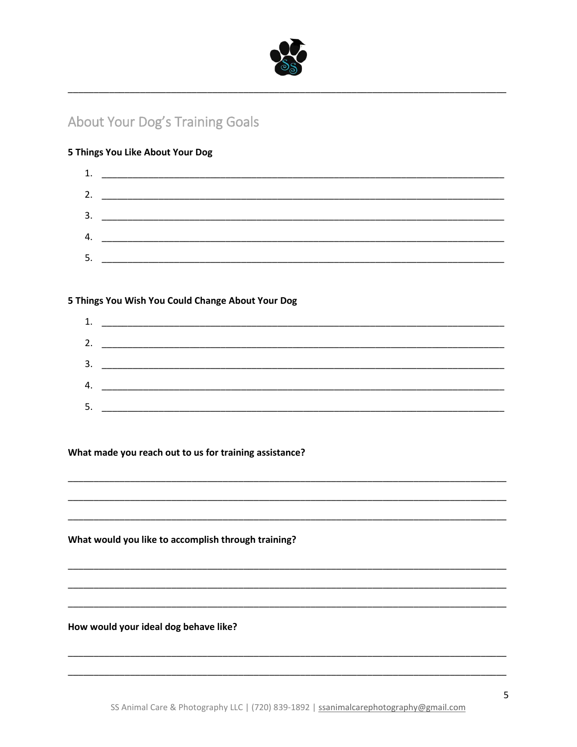## About Your Dog's Training Goals

**5 Things You Like About Your Dog**

1. ______________________________________________________________________________
2. ______________________________________________________________________________
3. ______________________________________________________________________________
4. ______________________________________________________________________________
5. ______________________________________________________________________________

**5 Things You Wish You Could Change About Your Dog**

1. ______________________________________________________________________________
2. ______________________________________________________________________________
3. ______________________________________________________________________________
4. ______________________________________________________________________________
5. ______________________________________________________________________________

**What made you reach out to us for training assistance?**

______________________________________________________________________________

______________________________________________________________________________

______________________________________________________________________________

**What would you like to accomplish through training?**

______________________________________________________________________________

______________________________________________________________________________

______________________________________________________________________________

**How would your ideal dog behave like?**

______________________________________________________________________________

______________________________________________________________________________

SS Animal Care & Photography LLC | (720) 839-1892 | ssanimalcarephotography@gmail.com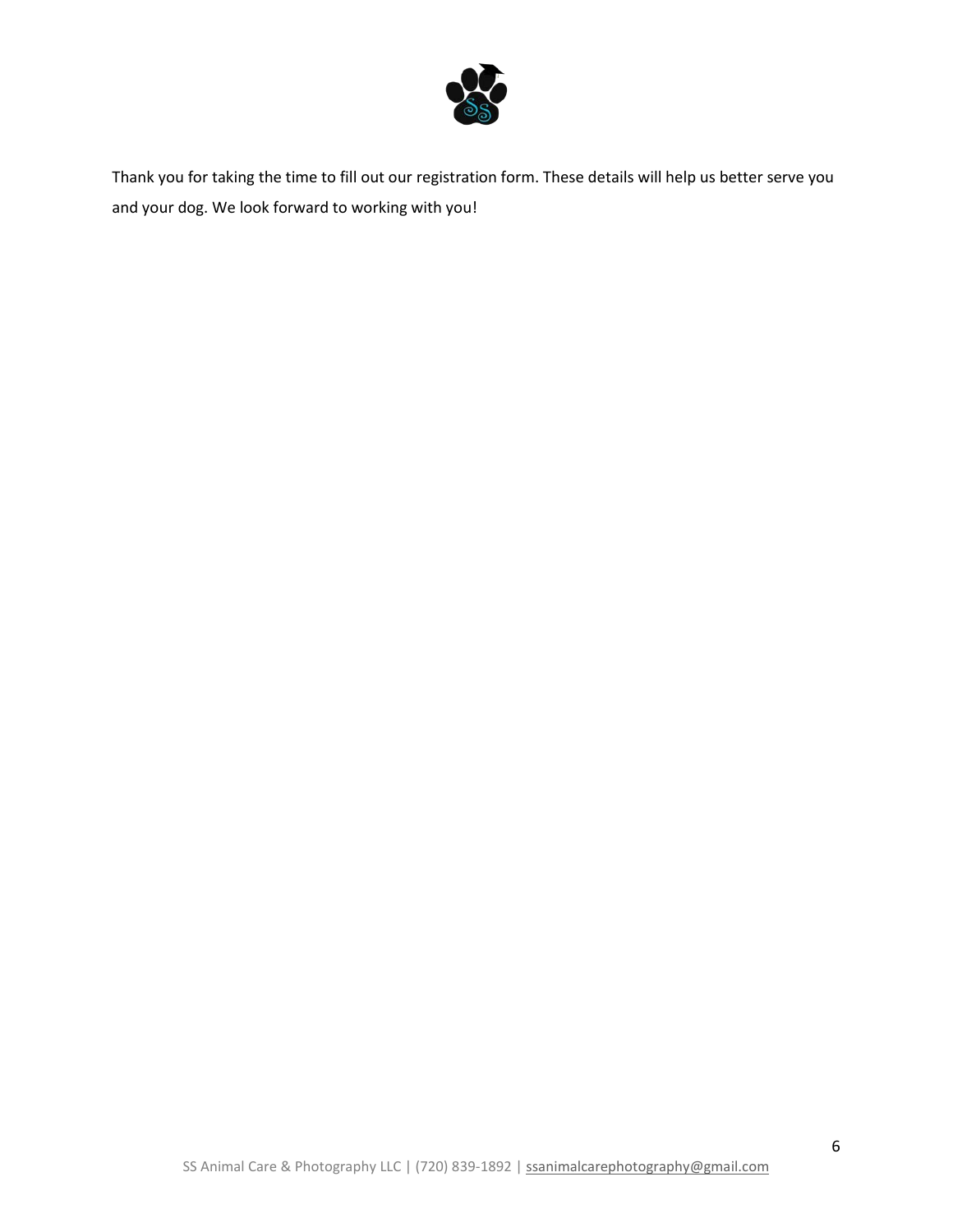Thank you for taking the time to fill out our registration form. These details will help us better serve you and your dog. We look forward to working with you!